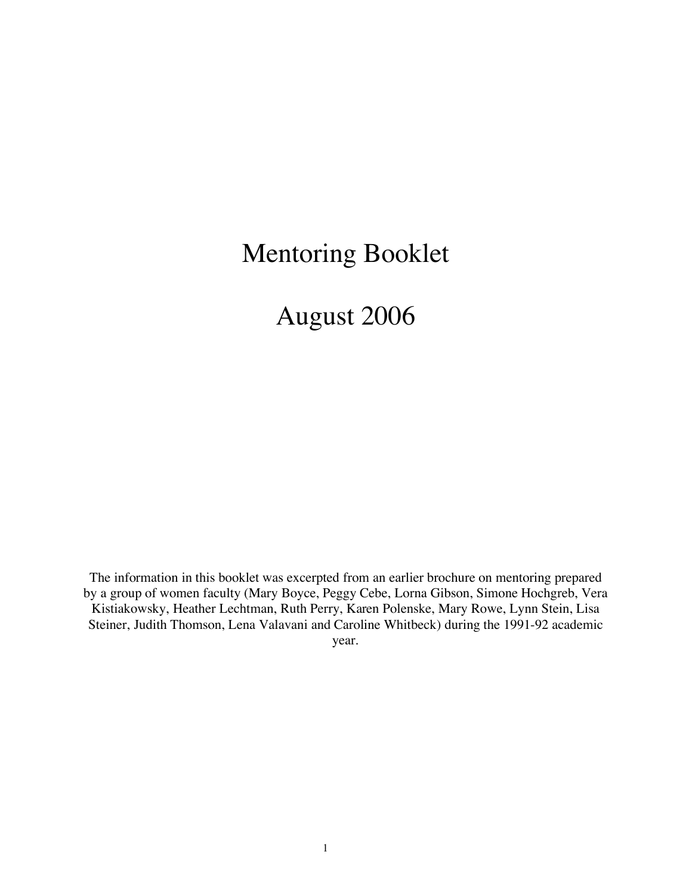# Mentoring Booklet

# August 2006

The information in this booklet was excerpted from an earlier brochure on mentoring prepared by a group of women faculty (Mary Boyce, Peggy Cebe, Lorna Gibson, Simone Hochgreb, Vera Kistiakowsky, Heather Lechtman, Ruth Perry, Karen Polenske, Mary Rowe, Lynn Stein, Lisa Steiner, Judith Thomson, Lena Valavani and Caroline Whitbeck) during the 1991-92 academic year.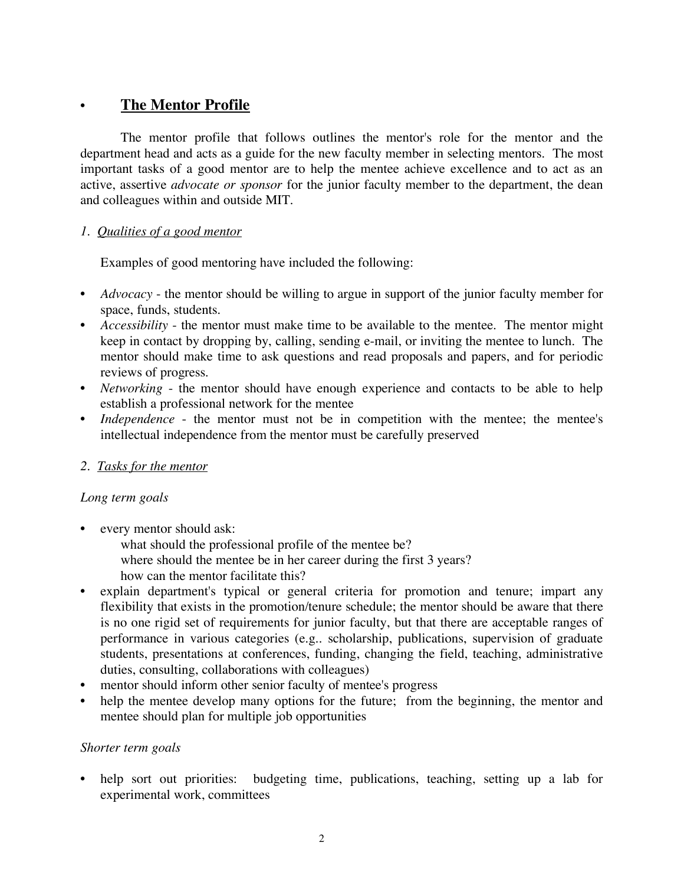## The Mentor Profile

The mentor profile that follows outlines the mentor's role for the mentor and the department head and acts as a guide for the new faculty member in selecting mentors. The most important tasks of a good mentor are to help the mentee achieve excellence and to act as an active, assertive *advocate or sponsor* for the junior faculty member to the department, the dean and colleagues within and outside MIT.

*1. Qualities of a good mentor*

Examples of good mentoring have included the following:

- *Advocacy* - the mentor should be willing to argue in support of the junior faculty member for space, funds, students.
- *Accessibility* - the mentor must make time to be available to the mentee. The mentor might keep in contact by dropping by, calling, sending e-mail, or inviting the mentee to lunch. The mentor should make time to ask questions and read proposals and papers, and for periodic reviews of progress.
- *Networking* - the mentor should have enough experience and contacts to be able to help establish a professional network for the mentee
- *Independence* - the mentor must not be in competition with the mentee; the mentee's intellectual independence from the mentor must be carefully preserved

*2. Tasks for the mentor*

*Long term goals*

- every mentor should ask:
  - what should the professional profile of the mentee be?
  - where should the mentee be in her career during the first 3 years?
  - how can the mentor facilitate this?
- explain department's typical or general criteria for promotion and tenure; impart any flexibility that exists in the promotion/tenure schedule; the mentor should be aware that there is no one rigid set of requirements for junior faculty, but that there are acceptable ranges of performance in various categories (e.g.. scholarship, publications, supervision of graduate students, presentations at conferences, funding, changing the field, teaching, administrative duties, consulting, collaborations with colleagues)
- mentor should inform other senior faculty of mentee's progress
- help the mentee develop many options for the future; from the beginning, the mentor and mentee should plan for multiple job opportunities

*Shorter term goals*

- help sort out priorities: budgeting time, publications, teaching, setting up a lab for experimental work, committees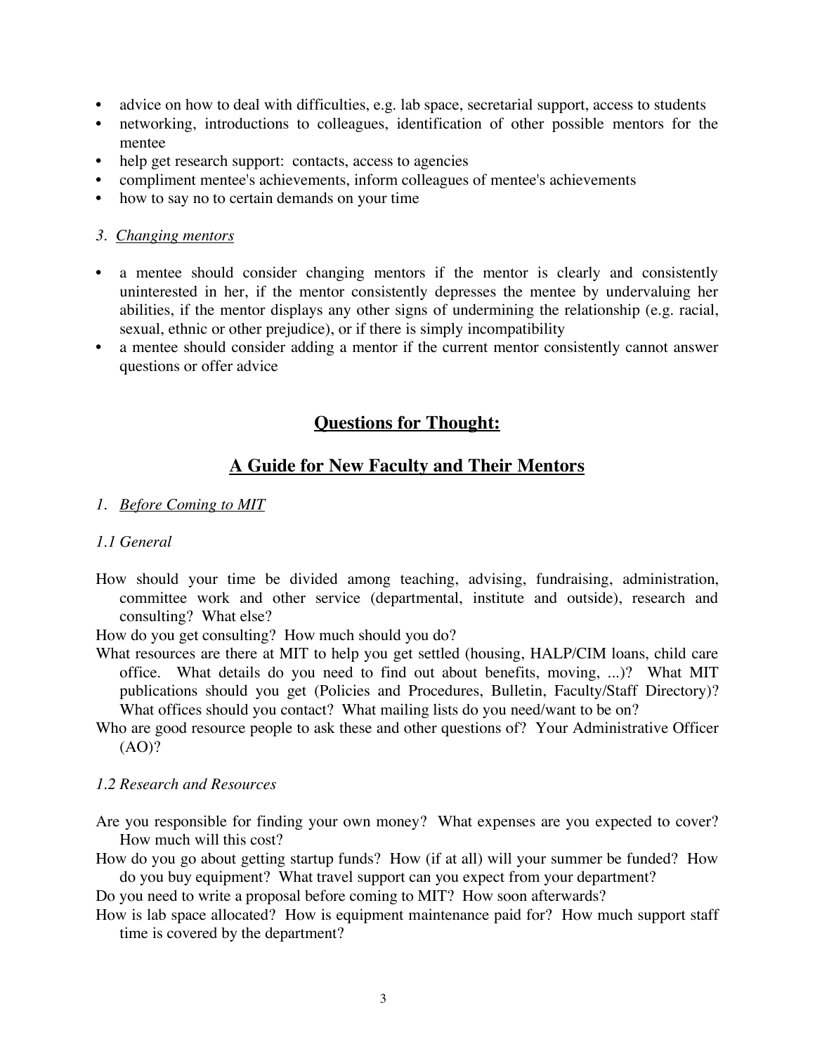- advice on how to deal with difficulties, e.g. lab space, secretarial support, access to students
- networking, introductions to colleagues, identification of other possible mentors for the mentee
- help get research support: contacts, access to agencies
- compliment mentee's achievements, inform colleagues of mentee's achievements
- how to say no to certain demands on your time

*3. <u>Changing mentors</u>*

- a mentee should consider changing mentors if the mentor is clearly and consistently uninterested in her, if the mentor consistently depresses the mentee by undervaluing her abilities, if the mentor displays any other signs of undermining the relationship (e.g. racial, sexual, ethnic or other prejudice), or if there is simply incompatibility
- a mentee should consider adding a mentor if the current mentor consistently cannot answer questions or offer advice

## <u>Questions for Thought:</u>

## <u>A Guide for New Faculty and Their Mentors</u>

*1. <u>Before Coming to MIT</u>*

*1.1 General*

How should your time be divided among teaching, advising, fundraising, administration, committee work and other service (departmental, institute and outside), research and consulting? What else?

How do you get consulting? How much should you do?

What resources are there at MIT to help you get settled (housing, HALP/CIM loans, child care office. What details do you need to find out about benefits, moving, ...)? What MIT publications should you get (Policies and Procedures, Bulletin, Faculty/Staff Directory)? What offices should you contact? What mailing lists do you need/want to be on?

Who are good resource people to ask these and other questions of? Your Administrative Officer (AO)?

*1.2 Research and Resources*

Are you responsible for finding your own money? What expenses are you expected to cover? How much will this cost?

How do you go about getting startup funds? How (if at all) will your summer be funded? How do you buy equipment? What travel support can you expect from your department?

Do you need to write a proposal before coming to MIT? How soon afterwards?

How is lab space allocated? How is equipment maintenance paid for? How much support staff time is covered by the department?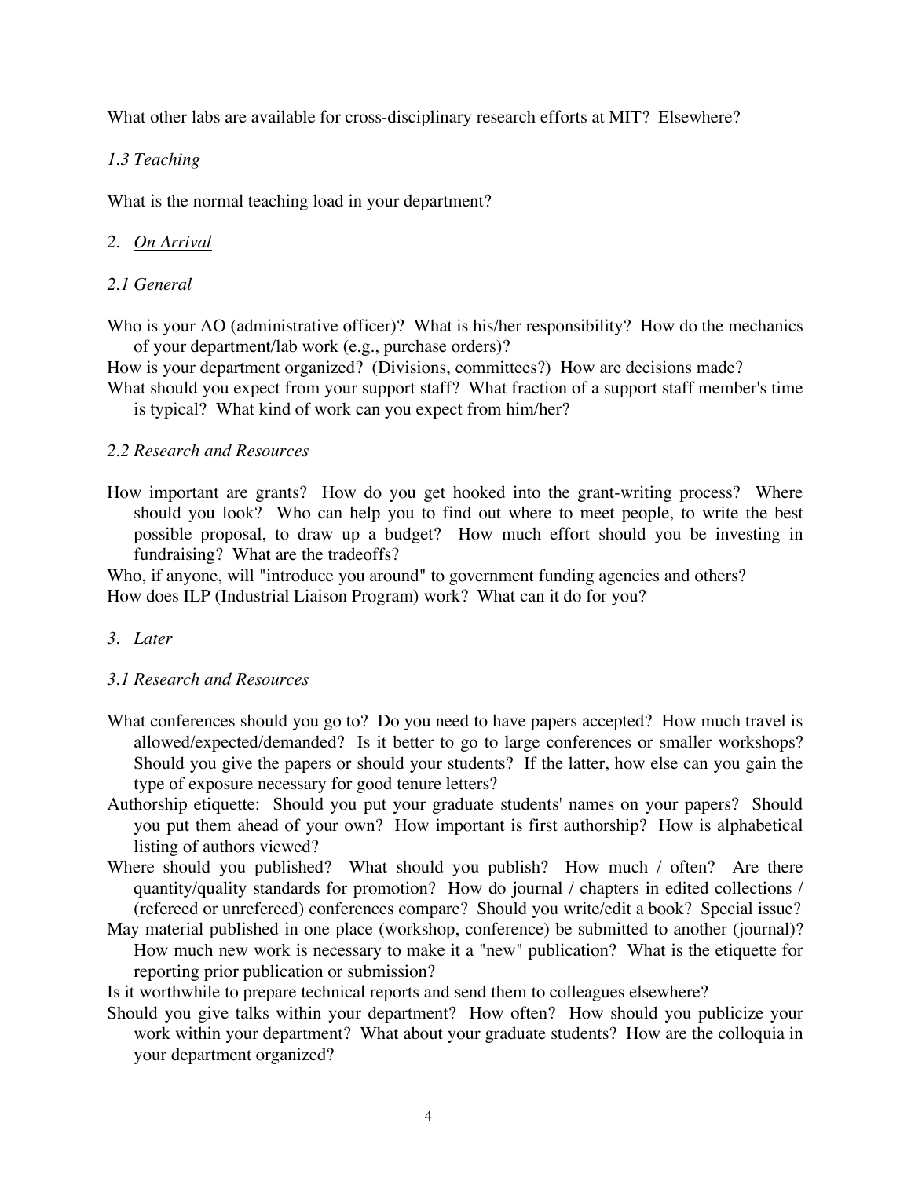What other labs are available for cross-disciplinary research efforts at MIT? Elsewhere?

### *1.3 Teaching*

What is the normal teaching load in your department?

## 2. <u>On Arrival</u>

### *2.1 General*

Who is your AO (administrative officer)? What is his/her responsibility? How do the mechanics of your department/lab work (e.g., purchase orders)?

How is your department organized? (Divisions, committees?) How are decisions made?

What should you expect from your support staff? What fraction of a support staff member's time is typical? What kind of work can you expect from him/her?

### *2.2 Research and Resources*

How important are grants? How do you get hooked into the grant-writing process? Where should you look? Who can help you to find out where to meet people, to write the best possible proposal, to draw up a budget? How much effort should you be investing in fundraising? What are the tradeoffs?

Who, if anyone, will "introduce you around" to government funding agencies and others?

How does ILP (Industrial Liaison Program) work? What can it do for you?

## 3. <u>Later</u>

### *3.1 Research and Resources*

What conferences should you go to? Do you need to have papers accepted? How much travel is allowed/expected/demanded? Is it better to go to large conferences or smaller workshops? Should you give the papers or should your students? If the latter, how else can you gain the type of exposure necessary for good tenure letters?

Authorship etiquette: Should you put your graduate students' names on your papers? Should you put them ahead of your own? How important is first authorship? How is alphabetical listing of authors viewed?

Where should you published? What should you publish? How much / often? Are there quantity/quality standards for promotion? How do journal / chapters in edited collections / (refereed or unrefereed) conferences compare? Should you write/edit a book? Special issue?

May material published in one place (workshop, conference) be submitted to another (journal)? How much new work is necessary to make it a "new" publication? What is the etiquette for reporting prior publication or submission?

Is it worthwhile to prepare technical reports and send them to colleagues elsewhere?

Should you give talks within your department? How often? How should you publicize your work within your department? What about your graduate students? How are the colloquia in your department organized?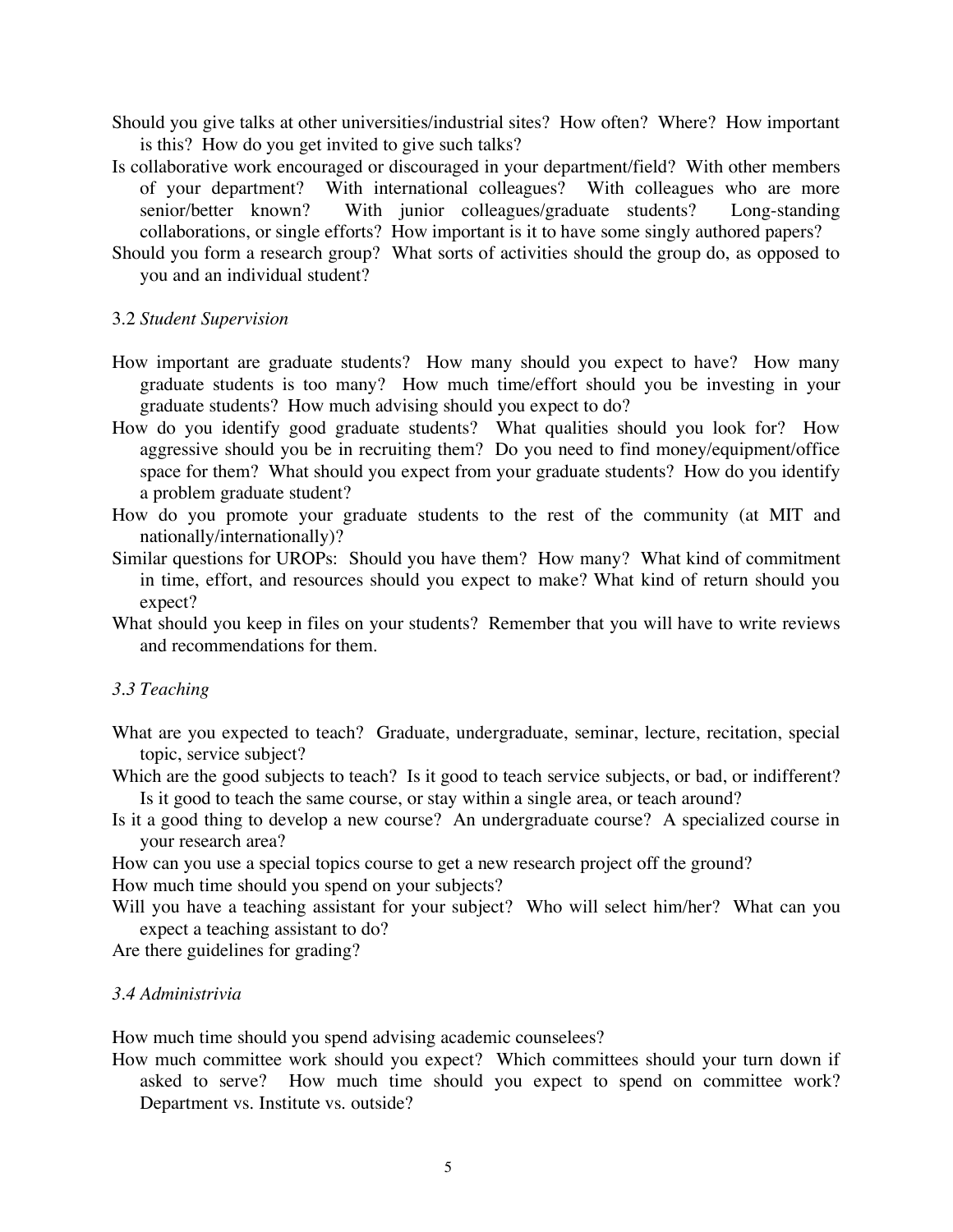Should you give talks at other universities/industrial sites? How often? Where? How important is this? How do you get invited to give such talks?

Is collaborative work encouraged or discouraged in your department/field? With other members of your department? With international colleagues? With colleagues who are more senior/better known? With junior colleagues/graduate students? Long-standing collaborations, or single efforts? How important is it to have some singly authored papers?

Should you form a research group? What sorts of activities should the group do, as opposed to you and an individual student?

### 3.2 *Student Supervision*

How important are graduate students? How many should you expect to have? How many graduate students is too many? How much time/effort should you be investing in your graduate students? How much advising should you expect to do?

How do you identify good graduate students? What qualities should you look for? How aggressive should you be in recruiting them? Do you need to find money/equipment/office space for them? What should you expect from your graduate students? How do you identify a problem graduate student?

How do you promote your graduate students to the rest of the community (at MIT and nationally/internationally)?

Similar questions for UROPs: Should you have them? How many? What kind of commitment in time, effort, and resources should you expect to make? What kind of return should you expect?

What should you keep in files on your students? Remember that you will have to write reviews and recommendations for them.

### *3.3 Teaching*

What are you expected to teach? Graduate, undergraduate, seminar, lecture, recitation, special topic, service subject?

Which are the good subjects to teach? Is it good to teach service subjects, or bad, or indifferent? Is it good to teach the same course, or stay within a single area, or teach around?

Is it a good thing to develop a new course? An undergraduate course? A specialized course in your research area?

How can you use a special topics course to get a new research project off the ground?

How much time should you spend on your subjects?

Will you have a teaching assistant for your subject? Who will select him/her? What can you expect a teaching assistant to do?

Are there guidelines for grading?

### *3.4 Administrivia*

How much time should you spend advising academic counselees?

How much committee work should you expect? Which committees should your turn down if asked to serve? How much time should you expect to spend on committee work? Department vs. Institute vs. outside?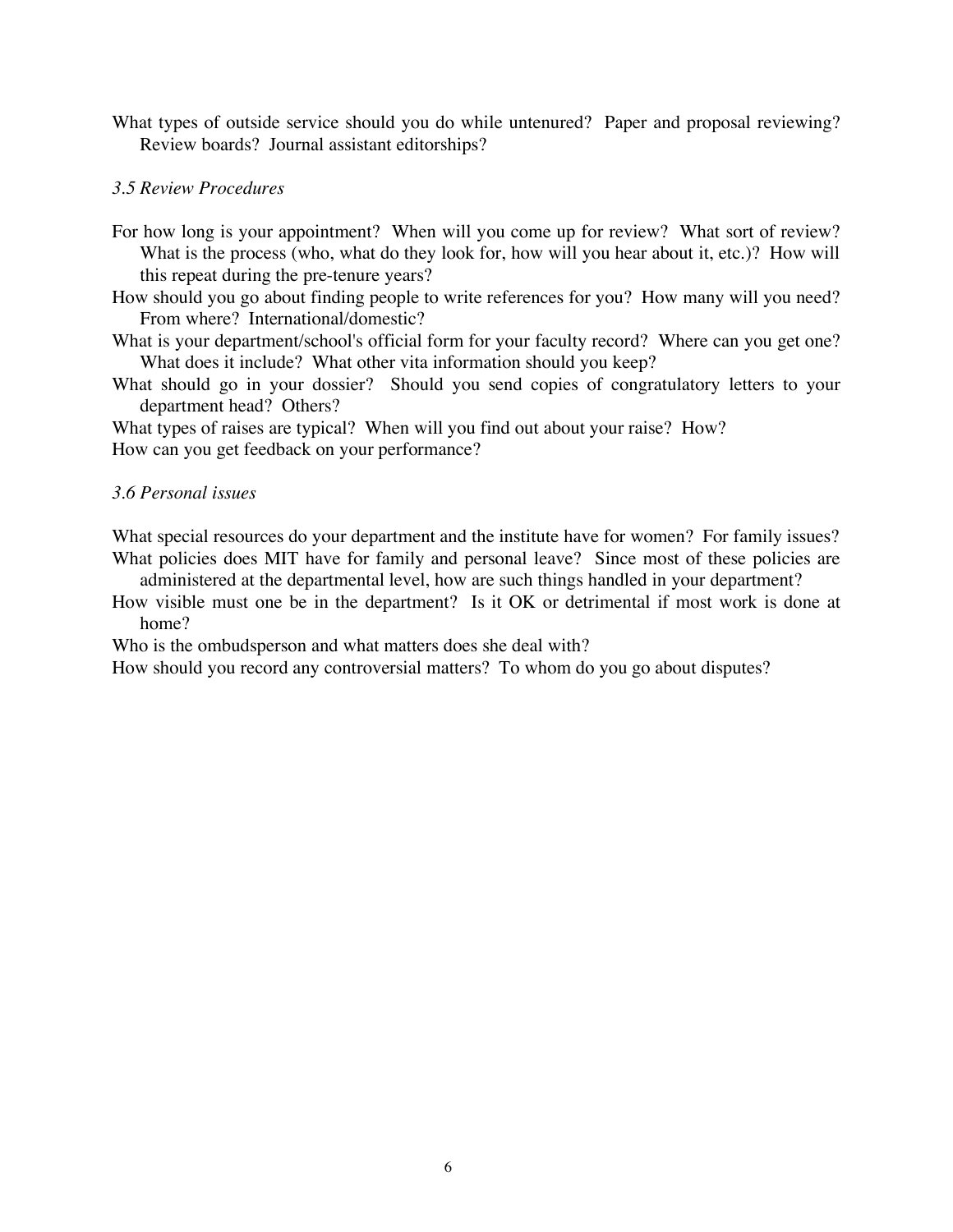What types of outside service should you do while untenured? Paper and proposal reviewing? Review boards? Journal assistant editorships?

### *3.5 Review Procedures*

For how long is your appointment? When will you come up for review? What sort of review? What is the process (who, what do they look for, how will you hear about it, etc.)? How will this repeat during the pre-tenure years?

How should you go about finding people to write references for you? How many will you need? From where? International/domestic?

What is your department/school's official form for your faculty record? Where can you get one? What does it include? What other vita information should you keep?

What should go in your dossier? Should you send copies of congratulatory letters to your department head? Others?

What types of raises are typical? When will you find out about your raise? How?

How can you get feedback on your performance?

### *3.6 Personal issues*

What special resources do your department and the institute have for women? For family issues?

What policies does MIT have for family and personal leave? Since most of these policies are administered at the departmental level, how are such things handled in your department?

How visible must one be in the department? Is it OK or detrimental if most work is done at home?

Who is the ombudsperson and what matters does she deal with?

How should you record any controversial matters? To whom do you go about disputes?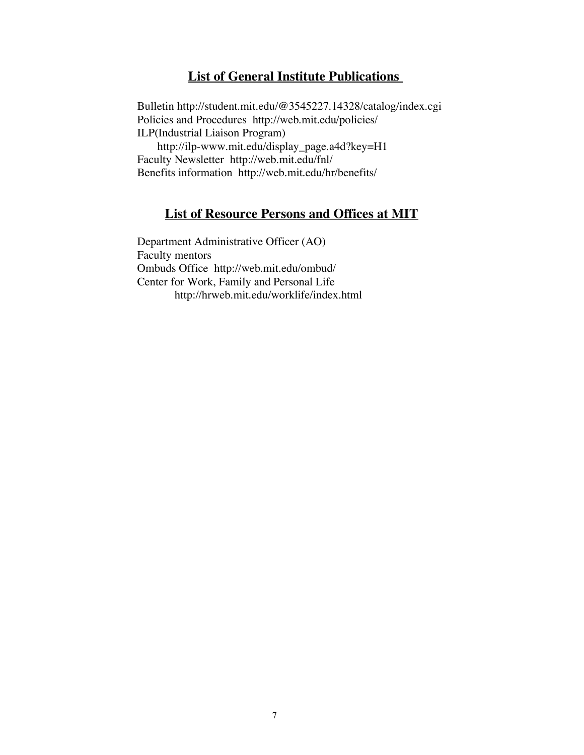## List of General Institute Publications

Bulletin http://student.mit.edu/@3545227.14328/catalog/index.cgi
Policies and Procedures http://web.mit.edu/policies/
ILP(Industrial Liaison Program)
http://ilp-www.mit.edu/display_page.a4d?key=H1
Faculty Newsletter http://web.mit.edu/fnl/
Benefits information http://web.mit.edu/hr/benefits/

## List of Resource Persons and Offices at MIT

Department Administrative Officer (AO)
Faculty mentors
Ombuds Office http://web.mit.edu/ombud/
Center for Work, Family and Personal Life
http://hrweb.mit.edu/worklife/index.html